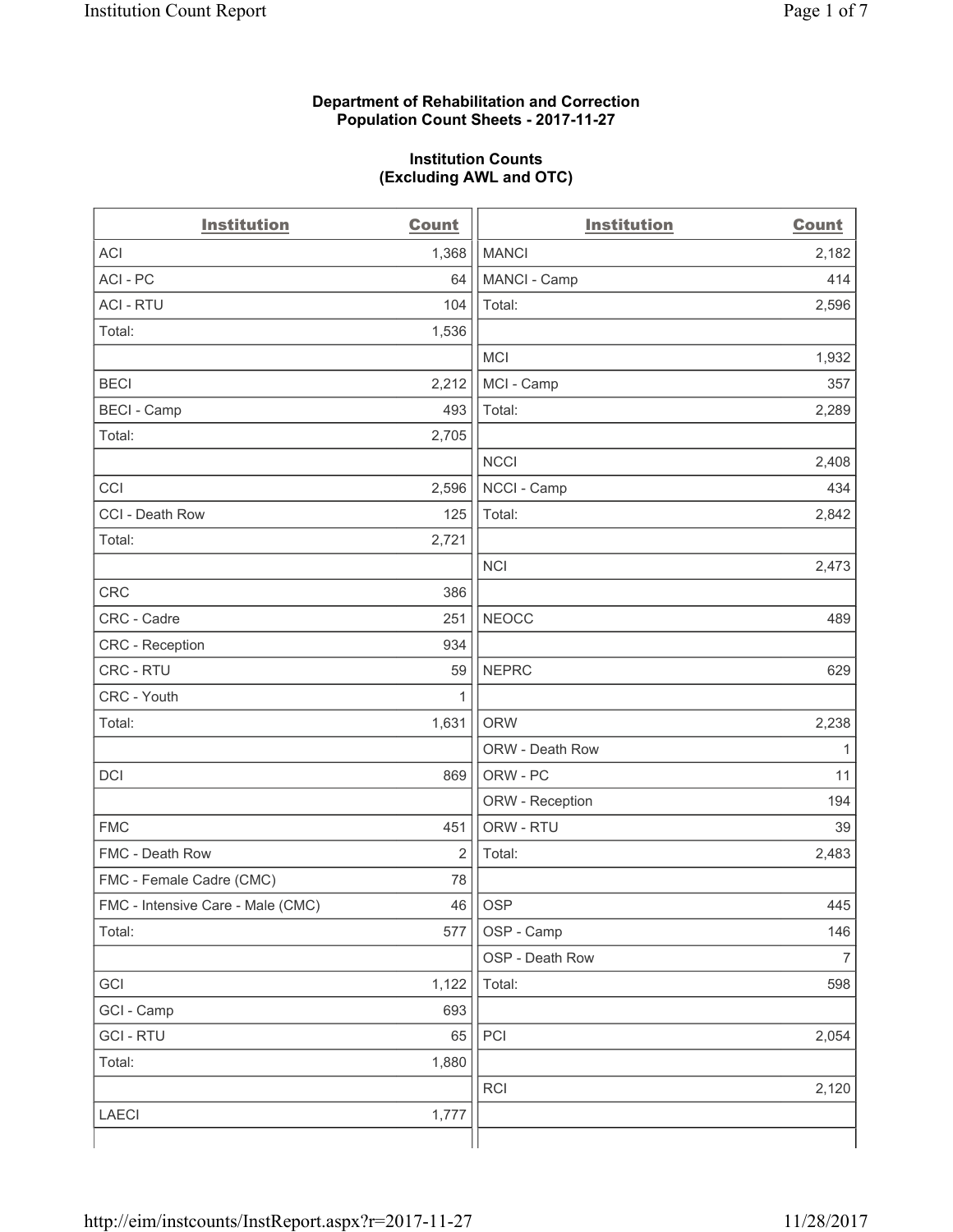**Department of Rehabilitation and Correction**
**Population Count Sheets - 2017-11-27**

**Institution Counts**
**(Excluding AWL and OTC)**

| Institution | Count |
|---|---|
| ACI | 1,368 |
| ACI - PC | 64 |
| ACI - RTU | 104 |
| Total: | 1,536 |
| | |
| BECI | 2,212 |
| BECI - Camp | 493 |
| Total: | 2,705 |
| | |
| CCI | 2,596 |
| CCI - Death Row | 125 |
| Total: | 2,721 |
| | |
| CRC | 386 |
| CRC - Cadre | 251 |
| CRC - Reception | 934 |
| CRC - RTU | 59 |
| CRC - Youth | 1 |
| Total: | 1,631 |
| | |
| DCI | 869 |
| | |
| FMC | 451 |
| FMC - Death Row | 2 |
| FMC - Female Cadre (CMC) | 78 |
| FMC - Intensive Care - Male (CMC) | 46 |
| Total: | 577 |
| | |
| GCI | 1,122 |
| GCI - Camp | 693 |
| GCI - RTU | 65 |
| Total: | 1,880 |
| | |
| LAECI | 1,777 |
| MANCI | 2,182 |
| MANCI - Camp | 414 |
| Total: | 2,596 |
| | |
| MCI | 1,932 |
| MCI - Camp | 357 |
| Total: | 2,289 |
| | |
| NCCI | 2,408 |
| NCCI - Camp | 434 |
| Total: | 2,842 |
| | |
| NCI | 2,473 |
| | |
| NEOCC | 489 |
| | |
| NEPRC | 629 |
| | |
| ORW | 2,238 |
| ORW - Death Row | 1 |
| ORW - PC | 11 |
| ORW - Reception | 194 |
| ORW - RTU | 39 |
| Total: | 2,483 |
| | |
| OSP | 445 |
| OSP - Camp | 146 |
| OSP - Death Row | 7 |
| Total: | 598 |
| | |
| PCI | 2,054 |
| | |
| RCI | 2,120 |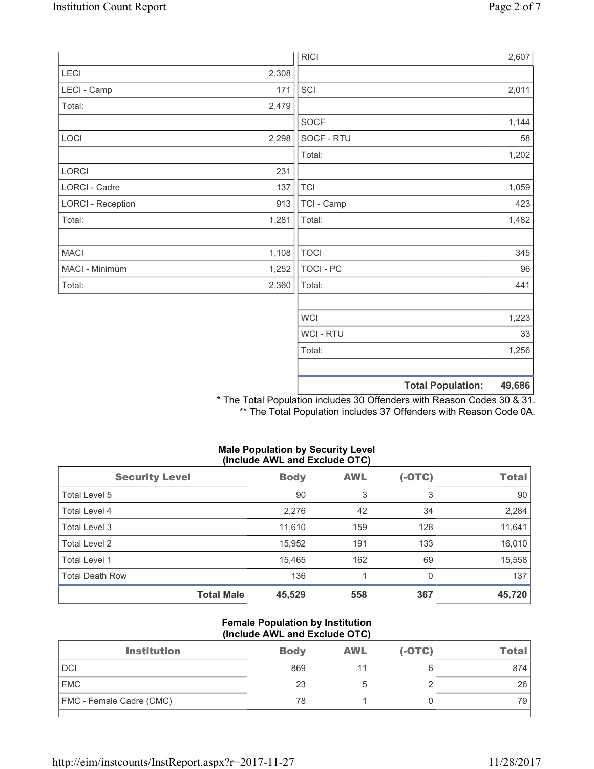| | | | |
|---|---|---|---|
| | | RICI | 2,607 |
| LECI | 2,308 | | |
| LECI - Camp | 171 | SCI | 2,011 |
| Total: | 2,479 | | |
| | | SOCF | 1,144 |
| LOCI | 2,298 | SOCF - RTU | 58 |
| | | Total: | 1,202 |
| LORCI | 231 | | |
| LORCI - Cadre | 137 | TCI | 1,059 |
| LORCI - Reception | 913 | TCI - Camp | 423 |
| Total: | 1,281 | Total: | 1,482 |
| | | | |
| MACI | 1,108 | TOCI | 345 |
| MACI - Minimum | 1,252 | TOCI - PC | 96 |
| Total: | 2,360 | Total: | 441 |
| | | | |
| | | WCI | 1,223 |
| | | WCI - RTU | 33 |
| | | Total: | 1,256 |
| | | | |
| | | **Total Population:** | **49,686** |

* The Total Population includes 30 Offenders with Reason Codes 30 & 31.
** The Total Population includes 37 Offenders with Reason Code 0A.

**Male Population by Security Level (Include AWL and Exclude OTC)**

| Security Level | Body | AWL | (-OTC) | Total |
|---|---|---|---|---|
| Total Level 5 | 90 | 3 | 3 | 90 |
| Total Level 4 | 2,276 | 42 | 34 | 2,284 |
| Total Level 3 | 11,610 | 159 | 128 | 11,641 |
| Total Level 2 | 15,952 | 191 | 133 | 16,010 |
| Total Level 1 | 15,465 | 162 | 69 | 15,558 |
| Total Death Row | 136 | 1 | 0 | 137 |
| **Total Male** | **45,529** | **558** | **367** | **45,720** |

**Female Population by Institution (Include AWL and Exclude OTC)**

| Institution | Body | AWL | (-OTC) | Total |
|---|---|---|---|---|
| DCI | 869 | 11 | 6 | 874 |
| FMC | 23 | 5 | 2 | 26 |
| FMC - Female Cadre (CMC) | 78 | 1 | 0 | 79 |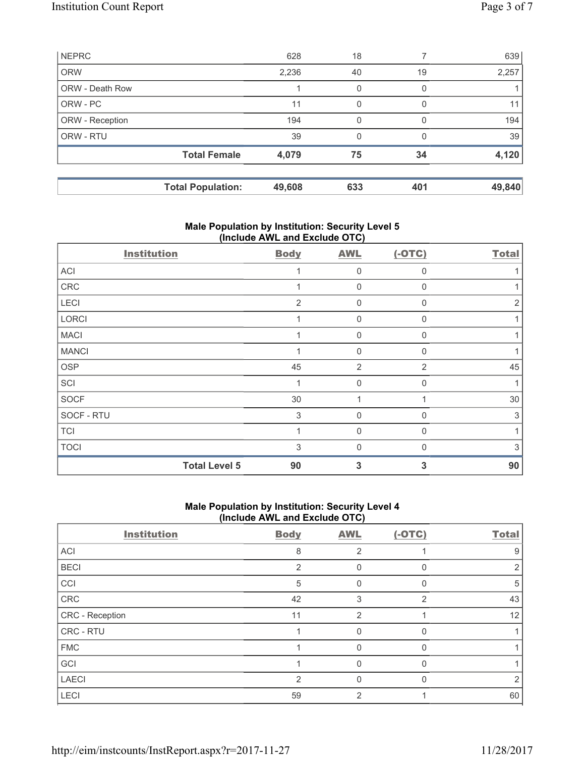| | | | | |
|---|---|---|---|---|
| NEPRC | 628 | 18 | 7 | 639 |
| ORW | 2,236 | 40 | 19 | 2,257 |
| ORW - Death Row | 1 | 0 | 0 | 1 |
| ORW - PC | 11 | 0 | 0 | 11 |
| ORW - Reception | 194 | 0 | 0 | 194 |
| ORW - RTU | 39 | 0 | 0 | 39 |
| **Total Female** | **4,079** | **75** | **34** | **4,120** |

| | | | | |
|---|---|---|---|---|
| **Total Population:** | **49,608** | **633** | **401** | **49,840** |

### Male Population by Institution: Security Level 5 (Include AWL and Exclude OTC)

| Institution | Body | AWL | (-OTC) | Total |
|---|---|---|---|---|
| ACI | 1 | 0 | 0 | 1 |
| CRC | 1 | 0 | 0 | 1 |
| LECI | 2 | 0 | 0 | 2 |
| LORCI | 1 | 0 | 0 | 1 |
| MACI | 1 | 0 | 0 | 1 |
| MANCI | 1 | 0 | 0 | 1 |
| OSP | 45 | 2 | 2 | 45 |
| SCI | 1 | 0 | 0 | 1 |
| SOCF | 30 | 1 | 1 | 30 |
| SOCF - RTU | 3 | 0 | 0 | 3 |
| TCI | 1 | 0 | 0 | 1 |
| TOCI | 3 | 0 | 0 | 3 |
| **Total Level 5** | **90** | **3** | **3** | **90** |

### Male Population by Institution: Security Level 4 (Include AWL and Exclude OTC)

| Institution | Body | AWL | (-OTC) | Total |
|---|---|---|---|---|
| ACI | 8 | 2 | 1 | 9 |
| BECI | 2 | 0 | 0 | 2 |
| CCI | 5 | 0 | 0 | 5 |
| CRC | 42 | 3 | 2 | 43 |
| CRC - Reception | 11 | 2 | 1 | 12 |
| CRC - RTU | 1 | 0 | 0 | 1 |
| FMC | 1 | 0 | 0 | 1 |
| GCI | 1 | 0 | 0 | 1 |
| LAECI | 2 | 0 | 0 | 2 |
| LECI | 59 | 2 | 1 | 60 |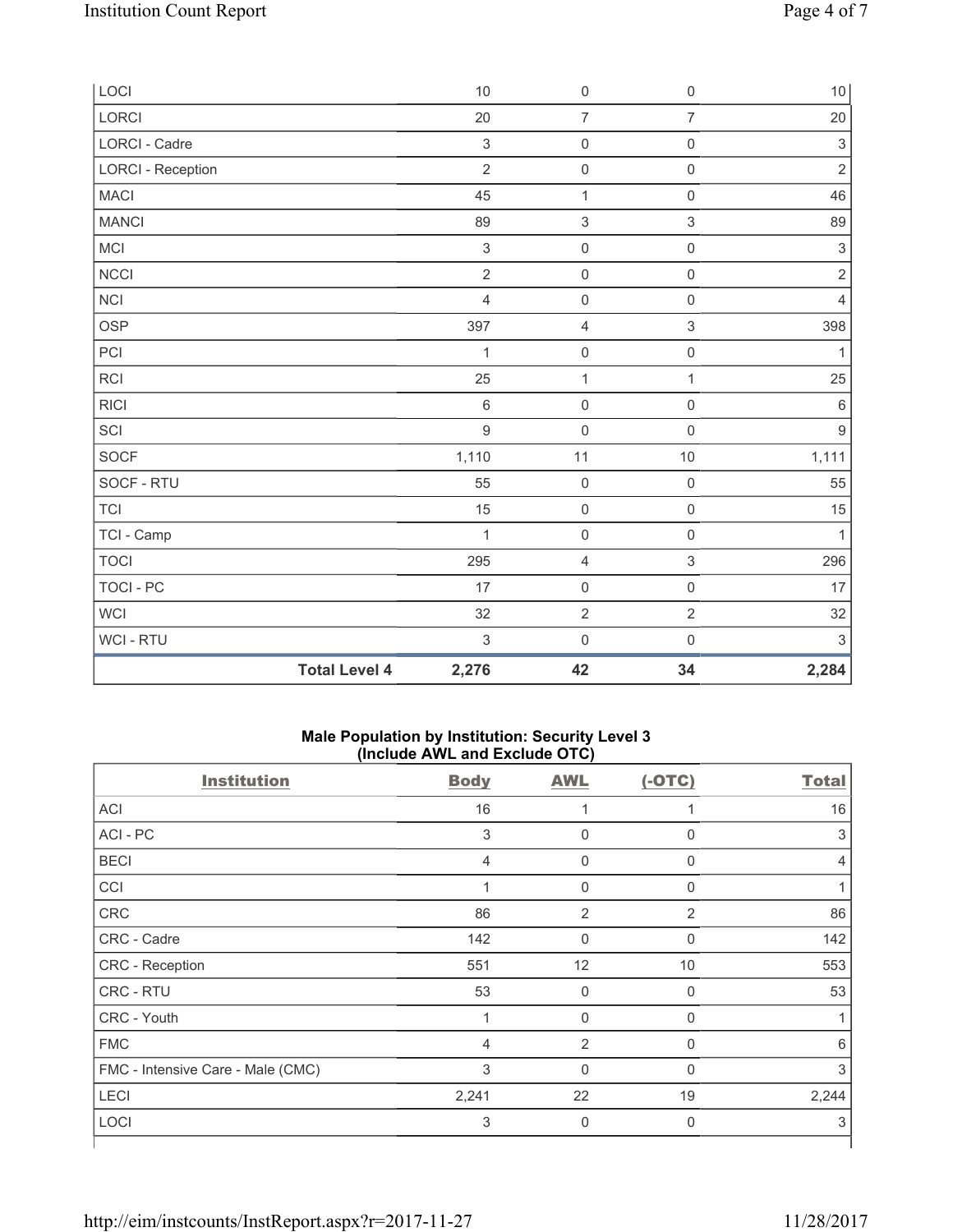| | | | | |
|---|---|---|---|---|
| LOCI | 10 | 0 | 0 | 10 |
| LORCI | 20 | 7 | 7 | 20 |
| LORCI - Cadre | 3 | 0 | 0 | 3 |
| LORCI - Reception | 2 | 0 | 0 | 2 |
| MACI | 45 | 1 | 0 | 46 |
| MANCI | 89 | 3 | 3 | 89 |
| MCI | 3 | 0 | 0 | 3 |
| NCCI | 2 | 0 | 0 | 2 |
| NCI | 4 | 0 | 0 | 4 |
| OSP | 397 | 4 | 3 | 398 |
| PCI | 1 | 0 | 0 | 1 |
| RCI | 25 | 1 | 1 | 25 |
| RICI | 6 | 0 | 0 | 6 |
| SCI | 9 | 0 | 0 | 9 |
| SOCF | 1,110 | 11 | 10 | 1,111 |
| SOCF - RTU | 55 | 0 | 0 | 55 |
| TCI | 15 | 0 | 0 | 15 |
| TCI - Camp | 1 | 0 | 0 | 1 |
| TOCI | 295 | 4 | 3 | 296 |
| TOCI - PC | 17 | 0 | 0 | 17 |
| WCI | 32 | 2 | 2 | 32 |
| WCI - RTU | 3 | 0 | 0 | 3 |
| **Total Level 4** | **2,276** | **42** | **34** | **2,284** |

## Male Population by Institution: Security Level 3 (Include AWL and Exclude OTC)

| Institution | Body | AWL | (-OTC) | Total |
|---|---|---|---|---|
| ACI | 16 | 1 | 1 | 16 |
| ACI - PC | 3 | 0 | 0 | 3 |
| BECI | 4 | 0 | 0 | 4 |
| CCI | 1 | 0 | 0 | 1 |
| CRC | 86 | 2 | 2 | 86 |
| CRC - Cadre | 142 | 0 | 0 | 142 |
| CRC - Reception | 551 | 12 | 10 | 553 |
| CRC - RTU | 53 | 0 | 0 | 53 |
| CRC - Youth | 1 | 0 | 0 | 1 |
| FMC | 4 | 2 | 0 | 6 |
| FMC - Intensive Care - Male (CMC) | 3 | 0 | 0 | 3 |
| LECI | 2,241 | 22 | 19 | 2,244 |
| LOCI | 3 | 0 | 0 | 3 |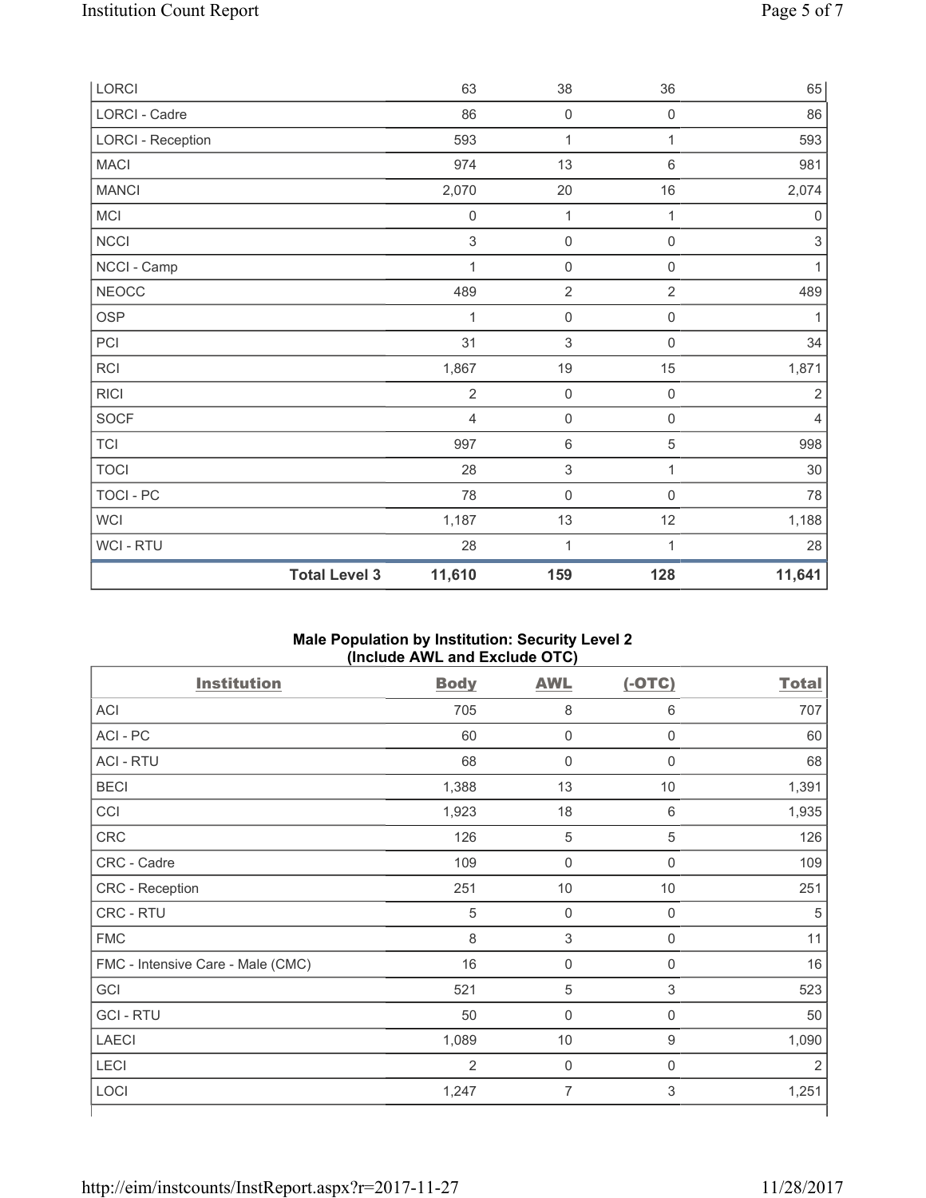| | Body | AWL | (-OTC) | Total |
|---|---|---|---|---|
| LORCI | 63 | 38 | 36 | 65 |
| LORCI - Cadre | 86 | 0 | 0 | 86 |
| LORCI - Reception | 593 | 1 | 1 | 593 |
| MACI | 974 | 13 | 6 | 981 |
| MANCI | 2,070 | 20 | 16 | 2,074 |
| MCI | 0 | 1 | 1 | 0 |
| NCCI | 3 | 0 | 0 | 3 |
| NCCI - Camp | 1 | 0 | 0 | 1 |
| NEOCC | 489 | 2 | 2 | 489 |
| OSP | 1 | 0 | 0 | 1 |
| PCI | 31 | 3 | 0 | 34 |
| RCI | 1,867 | 19 | 15 | 1,871 |
| RICI | 2 | 0 | 0 | 2 |
| SOCF | 4 | 0 | 0 | 4 |
| TCI | 997 | 6 | 5 | 998 |
| TOCI | 28 | 3 | 1 | 30 |
| TOCI - PC | 78 | 0 | 0 | 78 |
| WCI | 1,187 | 13 | 12 | 1,188 |
| WCI - RTU | 28 | 1 | 1 | 28 |
| **Total Level 3** | **11,610** | **159** | **128** | **11,641** |

## Male Population by Institution: Security Level 2 (Include AWL and Exclude OTC)

| Institution | Body | AWL | (-OTC) | Total |
|---|---|---|---|---|
| ACI | 705 | 8 | 6 | 707 |
| ACI - PC | 60 | 0 | 0 | 60 |
| ACI - RTU | 68 | 0 | 0 | 68 |
| BECI | 1,388 | 13 | 10 | 1,391 |
| CCI | 1,923 | 18 | 6 | 1,935 |
| CRC | 126 | 5 | 5 | 126 |
| CRC - Cadre | 109 | 0 | 0 | 109 |
| CRC - Reception | 251 | 10 | 10 | 251 |
| CRC - RTU | 5 | 0 | 0 | 5 |
| FMC | 8 | 3 | 0 | 11 |
| FMC - Intensive Care - Male (CMC) | 16 | 0 | 0 | 16 |
| GCI | 521 | 5 | 3 | 523 |
| GCI - RTU | 50 | 0 | 0 | 50 |
| LAECI | 1,089 | 10 | 9 | 1,090 |
| LECI | 2 | 0 | 0 | 2 |
| LOCI | 1,247 | 7 | 3 | 1,251 |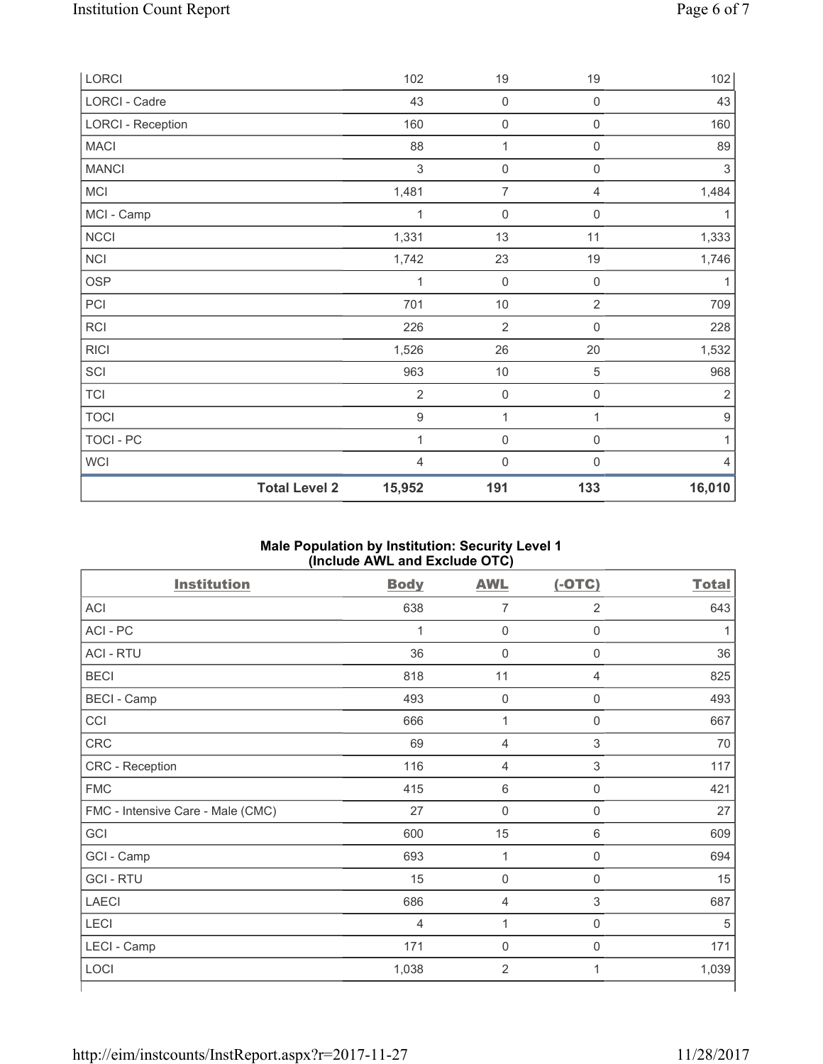| LORCI | | 102 | 19 | 19 | 102 |
|---|---|---|---|---|---|
| LORCI - Cadre | | 43 | 0 | 0 | 43 |
| LORCI - Reception | | 160 | 0 | 0 | 160 |
| MACI | | 88 | 1 | 0 | 89 |
| MANCI | | 3 | 0 | 0 | 3 |
| MCI | | 1,481 | 7 | 4 | 1,484 |
| MCI - Camp | | 1 | 0 | 0 | 1 |
| NCCI | | 1,331 | 13 | 11 | 1,333 |
| NCI | | 1,742 | 23 | 19 | 1,746 |
| OSP | | 1 | 0 | 0 | 1 |
| PCI | | 701 | 10 | 2 | 709 |
| RCI | | 226 | 2 | 0 | 228 |
| RICI | | 1,526 | 26 | 20 | 1,532 |
| SCI | | 963 | 10 | 5 | 968 |
| TCI | | 2 | 0 | 0 | 2 |
| TOCI | | 9 | 1 | 1 | 9 |
| TOCI - PC | | 1 | 0 | 0 | 1 |
| WCI | | 4 | 0 | 0 | 4 |
| | **Total Level 2** | **15,952** | **191** | **133** | **16,010** |

**Male Population by Institution: Security Level 1 (Include AWL and Exclude OTC)**

| Institution | Body | AWL | (-OTC) | Total |
|---|---|---|---|---|
| ACI | 638 | 7 | 2 | 643 |
| ACI - PC | 1 | 0 | 0 | 1 |
| ACI - RTU | 36 | 0 | 0 | 36 |
| BECI | 818 | 11 | 4 | 825 |
| BECI - Camp | 493 | 0 | 0 | 493 |
| CCI | 666 | 1 | 0 | 667 |
| CRC | 69 | 4 | 3 | 70 |
| CRC - Reception | 116 | 4 | 3 | 117 |
| FMC | 415 | 6 | 0 | 421 |
| FMC - Intensive Care - Male (CMC) | 27 | 0 | 0 | 27 |
| GCI | 600 | 15 | 6 | 609 |
| GCI - Camp | 693 | 1 | 0 | 694 |
| GCI - RTU | 15 | 0 | 0 | 15 |
| LAECI | 686 | 4 | 3 | 687 |
| LECI | 4 | 1 | 0 | 5 |
| LECI - Camp | 171 | 0 | 0 | 171 |
| LOCI | 1,038 | 2 | 1 | 1,039 |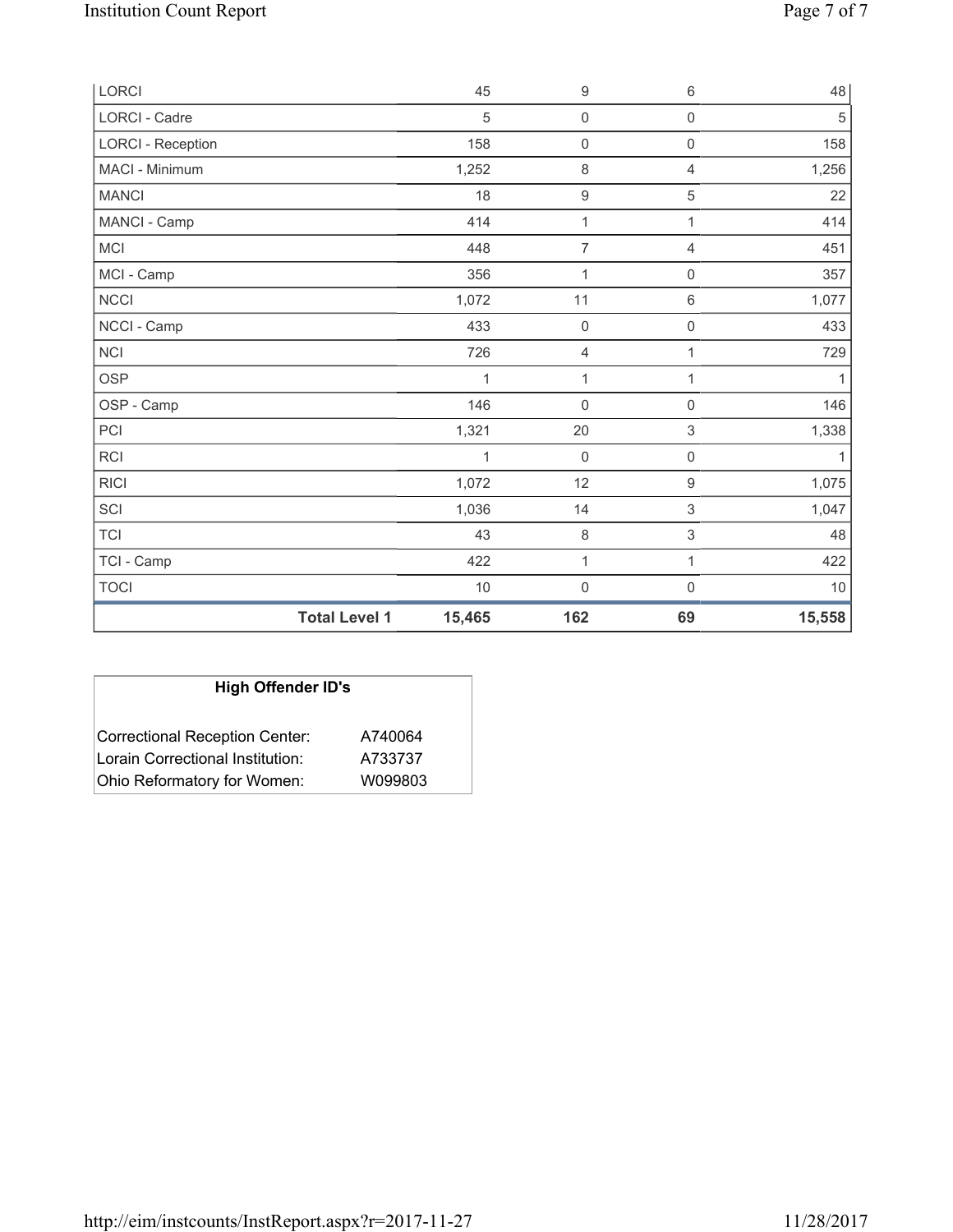| | | | | |
|---|---|---|---|---|
| LORCI | 45 | 9 | 6 | 48 |
| LORCI - Cadre | 5 | 0 | 0 | 5 |
| LORCI - Reception | 158 | 0 | 0 | 158 |
| MACI - Minimum | 1,252 | 8 | 4 | 1,256 |
| MANCI | 18 | 9 | 5 | 22 |
| MANCI - Camp | 414 | 1 | 1 | 414 |
| MCI | 448 | 7 | 4 | 451 |
| MCI - Camp | 356 | 1 | 0 | 357 |
| NCCI | 1,072 | 11 | 6 | 1,077 |
| NCCI - Camp | 433 | 0 | 0 | 433 |
| NCI | 726 | 4 | 1 | 729 |
| OSP | 1 | 1 | 1 | 1 |
| OSP - Camp | 146 | 0 | 0 | 146 |
| PCI | 1,321 | 20 | 3 | 1,338 |
| RCI | 1 | 0 | 0 | 1 |
| RICI | 1,072 | 12 | 9 | 1,075 |
| SCI | 1,036 | 14 | 3 | 1,047 |
| TCI | 43 | 8 | 3 | 48 |
| TCI - Camp | 422 | 1 | 1 | 422 |
| TOCI | 10 | 0 | 0 | 10 |
| **Total Level 1** | **15,465** | **162** | **69** | **15,558** |

| **High Offender ID's** | |
|---|---|
| Correctional Reception Center: | A740064 |
| Lorain Correctional Institution: | A733737 |
| Ohio Reformatory for Women: | W099803 |